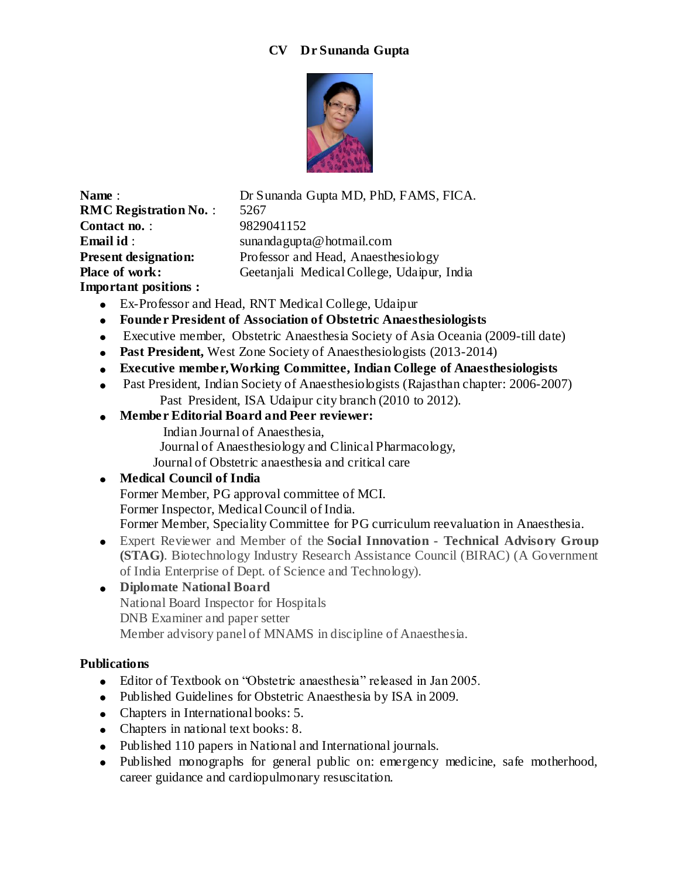# CV Dr Sunanda Gupta

**Name** : Dr Sunanda Gupta MD, PhD, FAMS, FICA.
**RMC Registration No.** : 5267
**Contact no.** : 9829041152
**Email id** : sunandagupta@hotmail.com
**Present designation:** Professor and Head, Anaesthesiology
**Place of work:** Geetanjali Medical College, Udaipur, India

**Important positions :**

- Ex-Professor and Head, RNT Medical College, Udaipur
- **Founder President of Association of Obstetric Anaesthesiologists**
- Executive member, Obstetric Anaesthesia Society of Asia Oceania (2009-till date)
- **Past President,** West Zone Society of Anaesthesiologists (2013-2014)
- **Executive member, Working Committee, Indian College of Anaesthesiologists**
- Past President, Indian Society of Anaesthesiologists (Rajasthan chapter: 2006-2007)
  Past President, ISA Udaipur city branch (2010 to 2012).
- **Member Editorial Board and Peer reviewer:**
  Indian Journal of Anaesthesia,
  Journal of Anaesthesiology and Clinical Pharmacology,
  Journal of Obstetric anaesthesia and critical care
- **Medical Council of India**
  Former Member, PG approval committee of MCI.
  Former Inspector, Medical Council of India.
  Former Member, Speciality Committee for PG curriculum reevaluation in Anaesthesia.
- Expert Reviewer and Member of the **Social Innovation - Technical Advisory Group (STAG)**. Biotechnology Industry Research Assistance Council (BIRAC) (A Government of India Enterprise of Dept. of Science and Technology).
- **Diplomate National Board**
  National Board Inspector for Hospitals
  DNB Examiner and paper setter
  Member advisory panel of MNAMS in discipline of Anaesthesia.

## Publications

- Editor of Textbook on "Obstetric anaesthesia" released in Jan 2005.
- Published Guidelines for Obstetric Anaesthesia by ISA in 2009.
- Chapters in International books: 5.
- Chapters in national text books: 8.
- Published 110 papers in National and International journals.
- Published monographs for general public on: emergency medicine, safe motherhood, career guidance and cardiopulmonary resuscitation.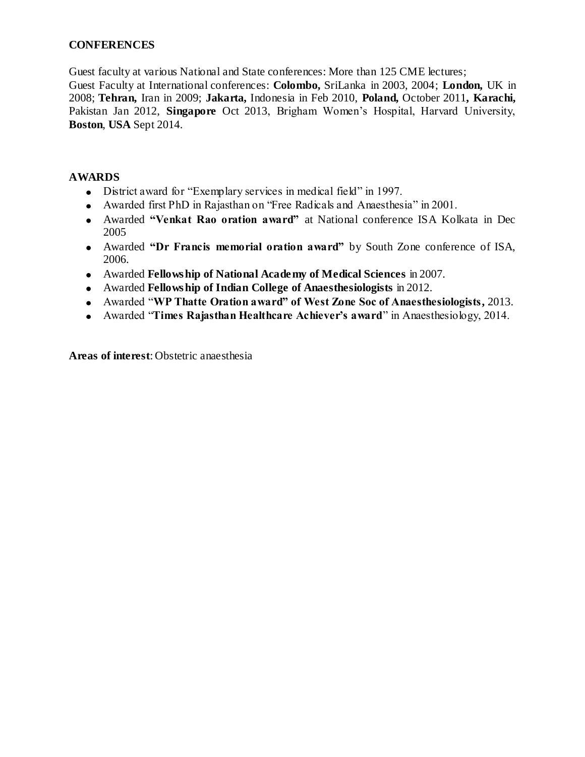## CONFERENCES

Guest faculty at various National and State conferences: More than 125 CME lectures;
Guest Faculty at International conferences: **Colombo,** SriLanka in 2003, 2004; **London,** UK in 2008; **Tehran,** Iran in 2009; **Jakarta,** Indonesia in Feb 2010, **Poland,** October 2011**, Karachi,** Pakistan Jan 2012, **Singapore** Oct 2013, Brigham Women's Hospital, Harvard University, **Boston**, **USA** Sept 2014.

## AWARDS

- District award for "Exemplary services in medical field" in 1997.
- Awarded first PhD in Rajasthan on "Free Radicals and Anaesthesia" in 2001.
- Awarded **"Venkat Rao oration award"** at National conference ISA Kolkata in Dec 2005
- Awarded **"Dr Francis memorial oration award"** by South Zone conference of ISA, 2006.
- Awarded **Fellowship of National Academy of Medical Sciences** in 2007.
- Awarded **Fellowship of Indian College of Anaesthesiologists** in 2012.
- Awarded "**WP Thatte Oration award" of West Zone Soc of Anaesthesiologists,** 2013.
- Awarded "**Times Rajasthan Healthcare Achiever's award**" in Anaesthesiology, 2014.

**Areas of interest**: Obstetric anaesthesia